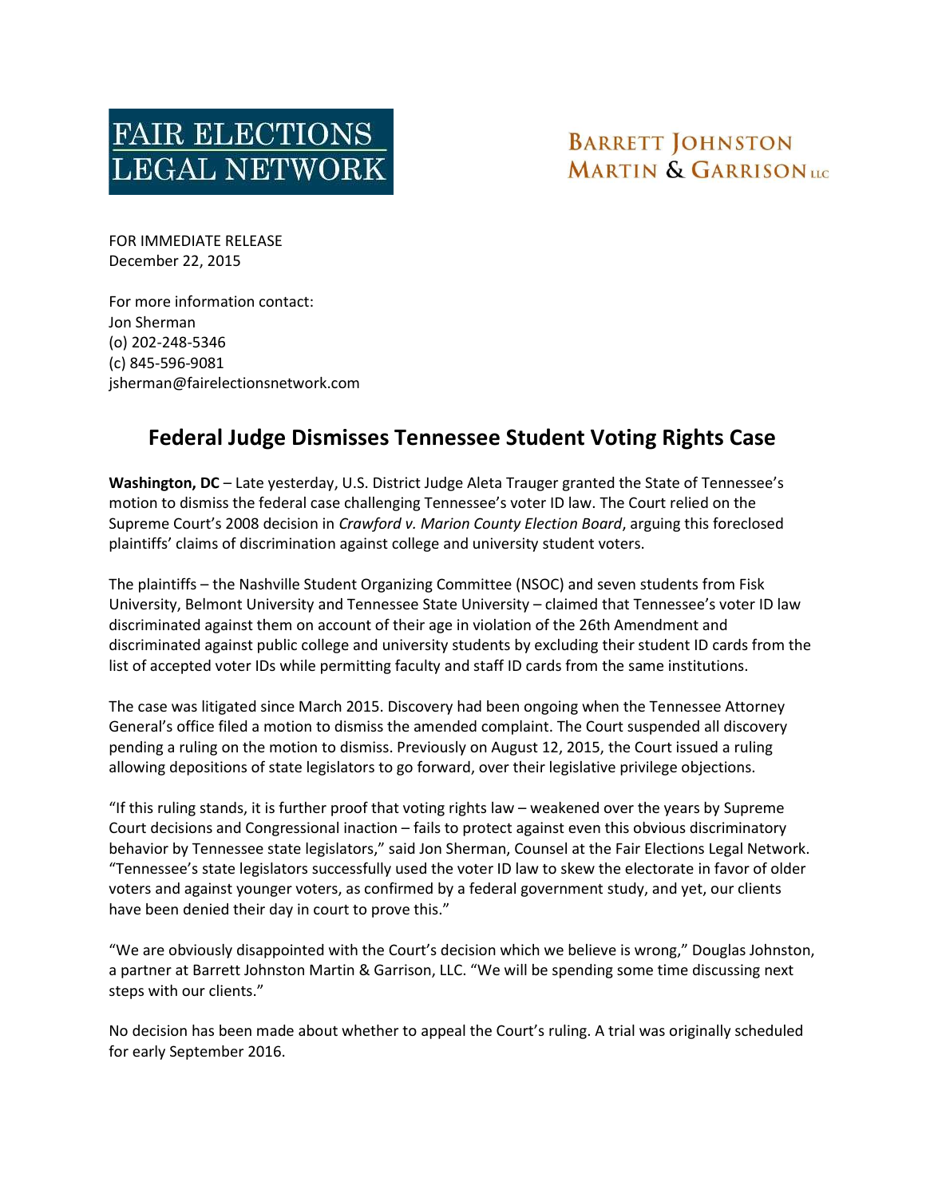FAIR ELECTIONS LEGAL NETWORK

BARRETT JOHNSTON MARTIN & GARRISON LLC

FOR IMMEDIATE RELEASE
December 22, 2015

For more information contact:
Jon Sherman
(o) 202-248-5346
(c) 845-596-9081
jsherman@fairelectionsnetwork.com

# Federal Judge Dismisses Tennessee Student Voting Rights Case

**Washington, DC** – Late yesterday, U.S. District Judge Aleta Trauger granted the State of Tennessee's motion to dismiss the federal case challenging Tennessee's voter ID law. The Court relied on the Supreme Court's 2008 decision in *Crawford v. Marion County Election Board*, arguing this foreclosed plaintiffs' claims of discrimination against college and university student voters.

The plaintiffs – the Nashville Student Organizing Committee (NSOC) and seven students from Fisk University, Belmont University and Tennessee State University – claimed that Tennessee's voter ID law discriminated against them on account of their age in violation of the 26th Amendment and discriminated against public college and university students by excluding their student ID cards from the list of accepted voter IDs while permitting faculty and staff ID cards from the same institutions.

The case was litigated since March 2015. Discovery had been ongoing when the Tennessee Attorney General's office filed a motion to dismiss the amended complaint. The Court suspended all discovery pending a ruling on the motion to dismiss. Previously on August 12, 2015, the Court issued a ruling allowing depositions of state legislators to go forward, over their legislative privilege objections.

"If this ruling stands, it is further proof that voting rights law – weakened over the years by Supreme Court decisions and Congressional inaction – fails to protect against even this obvious discriminatory behavior by Tennessee state legislators," said Jon Sherman, Counsel at the Fair Elections Legal Network. "Tennessee's state legislators successfully used the voter ID law to skew the electorate in favor of older voters and against younger voters, as confirmed by a federal government study, and yet, our clients have been denied their day in court to prove this."

"We are obviously disappointed with the Court's decision which we believe is wrong," Douglas Johnston, a partner at Barrett Johnston Martin & Garrison, LLC. "We will be spending some time discussing next steps with our clients."

No decision has been made about whether to appeal the Court's ruling. A trial was originally scheduled for early September 2016.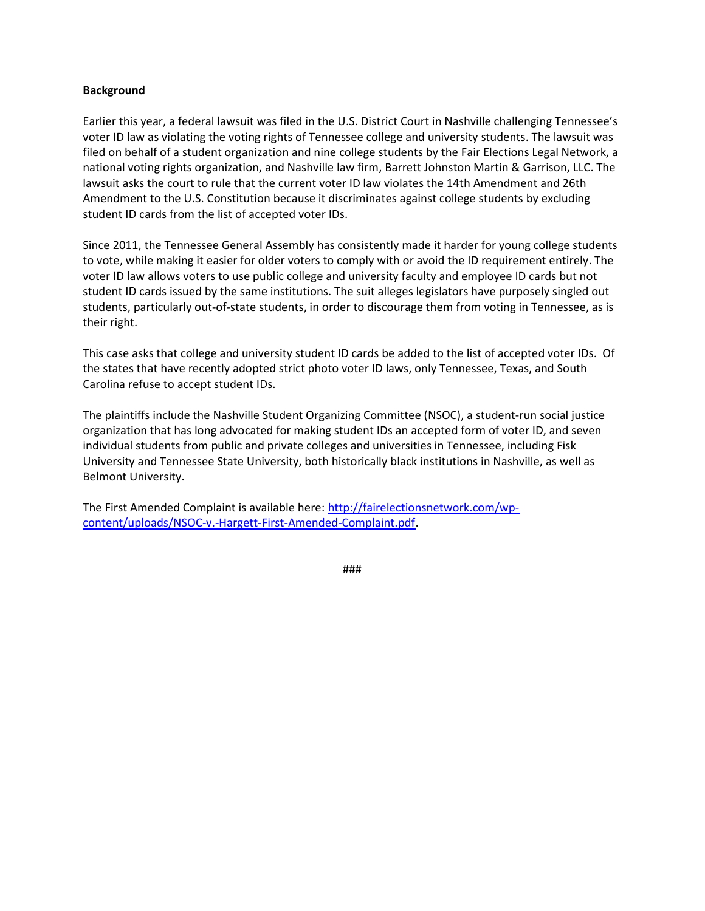**Background**

Earlier this year, a federal lawsuit was filed in the U.S. District Court in Nashville challenging Tennessee's voter ID law as violating the voting rights of Tennessee college and university students. The lawsuit was filed on behalf of a student organization and nine college students by the Fair Elections Legal Network, a national voting rights organization, and Nashville law firm, Barrett Johnston Martin & Garrison, LLC. The lawsuit asks the court to rule that the current voter ID law violates the 14th Amendment and 26th Amendment to the U.S. Constitution because it discriminates against college students by excluding student ID cards from the list of accepted voter IDs.

Since 2011, the Tennessee General Assembly has consistently made it harder for young college students to vote, while making it easier for older voters to comply with or avoid the ID requirement entirely. The voter ID law allows voters to use public college and university faculty and employee ID cards but not student ID cards issued by the same institutions. The suit alleges legislators have purposely singled out students, particularly out-of-state students, in order to discourage them from voting in Tennessee, as is their right.

This case asks that college and university student ID cards be added to the list of accepted voter IDs. Of the states that have recently adopted strict photo voter ID laws, only Tennessee, Texas, and South Carolina refuse to accept student IDs.

The plaintiffs include the Nashville Student Organizing Committee (NSOC), a student-run social justice organization that has long advocated for making student IDs an accepted form of voter ID, and seven individual students from public and private colleges and universities in Tennessee, including Fisk University and Tennessee State University, both historically black institutions in Nashville, as well as Belmont University.

The First Amended Complaint is available here: [http://fairelectionsnetwork.com/wp-content/uploads/NSOC-v.-Hargett-First-Amended-Complaint.pdf](http://fairelectionsnetwork.com/wp-content/uploads/NSOC-v.-Hargett-First-Amended-Complaint.pdf).

###